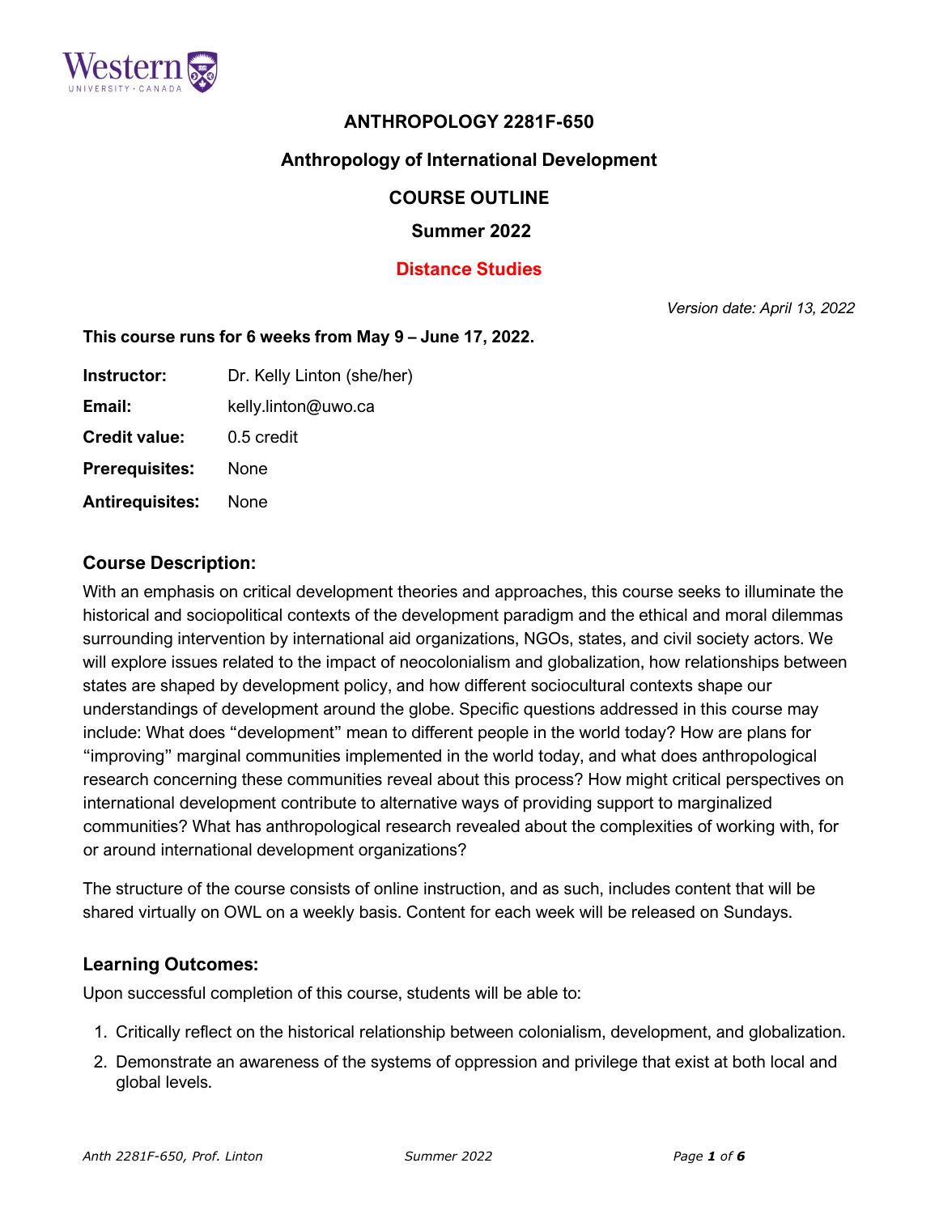# ANTHROPOLOGY 2281F-650

## Anthropology of International Development

## COURSE OUTLINE

## Summer 2022

## Distance Studies

*Version date: April 13, 2022*

**This course runs for 6 weeks from May 9 – June 17, 2022.**

**Instructor:** Dr. Kelly Linton (she/her)

**Email:** kelly.linton@uwo.ca

**Credit value:** 0.5 credit

**Prerequisites:** None

**Antirequisites:** None

### Course Description:

With an emphasis on critical development theories and approaches, this course seeks to illuminate the historical and sociopolitical contexts of the development paradigm and the ethical and moral dilemmas surrounding intervention by international aid organizations, NGOs, states, and civil society actors. We will explore issues related to the impact of neocolonialism and globalization, how relationships between states are shaped by development policy, and how different sociocultural contexts shape our understandings of development around the globe. Specific questions addressed in this course may include: What does "development" mean to different people in the world today? How are plans for "improving" marginal communities implemented in the world today, and what does anthropological research concerning these communities reveal about this process? How might critical perspectives on international development contribute to alternative ways of providing support to marginalized communities? What has anthropological research revealed about the complexities of working with, for or around international development organizations?

The structure of the course consists of online instruction, and as such, includes content that will be shared virtually on OWL on a weekly basis. Content for each week will be released on Sundays.

### Learning Outcomes:

Upon successful completion of this course, students will be able to:

1. Critically reflect on the historical relationship between colonialism, development, and globalization.
2. Demonstrate an awareness of the systems of oppression and privilege that exist at both local and global levels.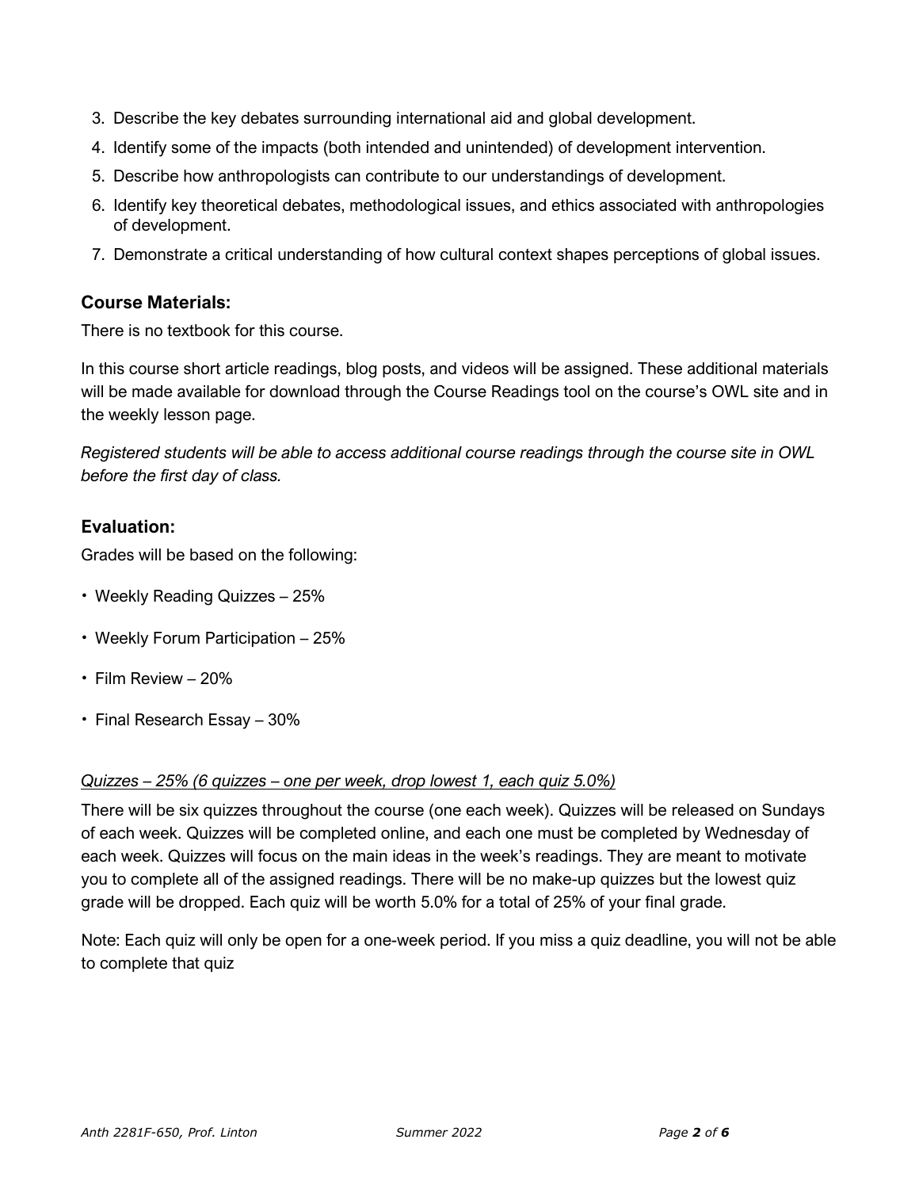3. Describe the key debates surrounding international aid and global development.
4. Identify some of the impacts (both intended and unintended) of development intervention.
5. Describe how anthropologists can contribute to our understandings of development.
6. Identify key theoretical debates, methodological issues, and ethics associated with anthropologies of development.
7. Demonstrate a critical understanding of how cultural context shapes perceptions of global issues.

## Course Materials:

There is no textbook for this course.

In this course short article readings, blog posts, and videos will be assigned. These additional materials will be made available for download through the Course Readings tool on the course's OWL site and in the weekly lesson page.

*Registered students will be able to access additional course readings through the course site in OWL before the first day of class.*

## Evaluation:

Grades will be based on the following:

- Weekly Reading Quizzes – 25%
- Weekly Forum Participation – 25%
- Film Review – 20%
- Final Research Essay – 30%

*Quizzes – 25% (6 quizzes – one per week, drop lowest 1, each quiz 5.0%)*

There will be six quizzes throughout the course (one each week). Quizzes will be released on Sundays of each week. Quizzes will be completed online, and each one must be completed by Wednesday of each week. Quizzes will focus on the main ideas in the week's readings. They are meant to motivate you to complete all of the assigned readings. There will be no make-up quizzes but the lowest quiz grade will be dropped. Each quiz will be worth 5.0% for a total of 25% of your final grade.

Note: Each quiz will only be open for a one-week period. If you miss a quiz deadline, you will not be able to complete that quiz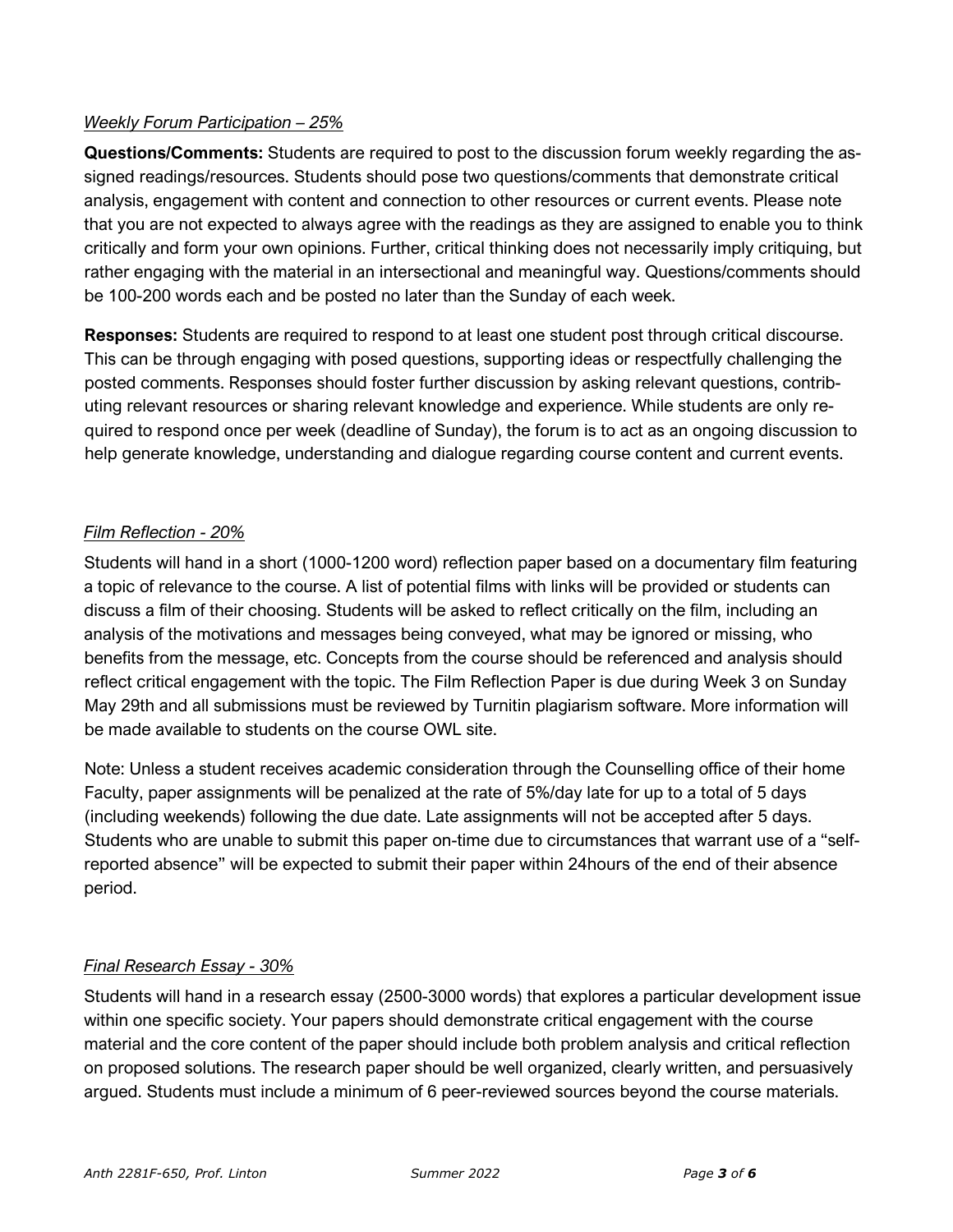*Weekly Forum Participation – 25%*

**Questions/Comments:** Students are required to post to the discussion forum weekly regarding the assigned readings/resources. Students should pose two questions/comments that demonstrate critical analysis, engagement with content and connection to other resources or current events. Please note that you are not expected to always agree with the readings as they are assigned to enable you to think critically and form your own opinions. Further, critical thinking does not necessarily imply critiquing, but rather engaging with the material in an intersectional and meaningful way. Questions/comments should be 100-200 words each and be posted no later than the Sunday of each week.

**Responses:** Students are required to respond to at least one student post through critical discourse. This can be through engaging with posed questions, supporting ideas or respectfully challenging the posted comments. Responses should foster further discussion by asking relevant questions, contributing relevant resources or sharing relevant knowledge and experience. While students are only required to respond once per week (deadline of Sunday), the forum is to act as an ongoing discussion to help generate knowledge, understanding and dialogue regarding course content and current events.

*Film Reflection - 20%*

Students will hand in a short (1000-1200 word) reflection paper based on a documentary film featuring a topic of relevance to the course. A list of potential films with links will be provided or students can discuss a film of their choosing. Students will be asked to reflect critically on the film, including an analysis of the motivations and messages being conveyed, what may be ignored or missing, who benefits from the message, etc. Concepts from the course should be referenced and analysis should reflect critical engagement with the topic. The Film Reflection Paper is due during Week 3 on Sunday May 29th and all submissions must be reviewed by Turnitin plagiarism software. More information will be made available to students on the course OWL site.

Note: Unless a student receives academic consideration through the Counselling office of their home Faculty, paper assignments will be penalized at the rate of 5%/day late for up to a total of 5 days (including weekends) following the due date. Late assignments will not be accepted after 5 days. Students who are unable to submit this paper on-time due to circumstances that warrant use of a "self-reported absence" will be expected to submit their paper within 24hours of the end of their absence period.

*Final Research Essay - 30%*

Students will hand in a research essay (2500-3000 words) that explores a particular development issue within one specific society. Your papers should demonstrate critical engagement with the course material and the core content of the paper should include both problem analysis and critical reflection on proposed solutions. The research paper should be well organized, clearly written, and persuasively argued. Students must include a minimum of 6 peer-reviewed sources beyond the course materials.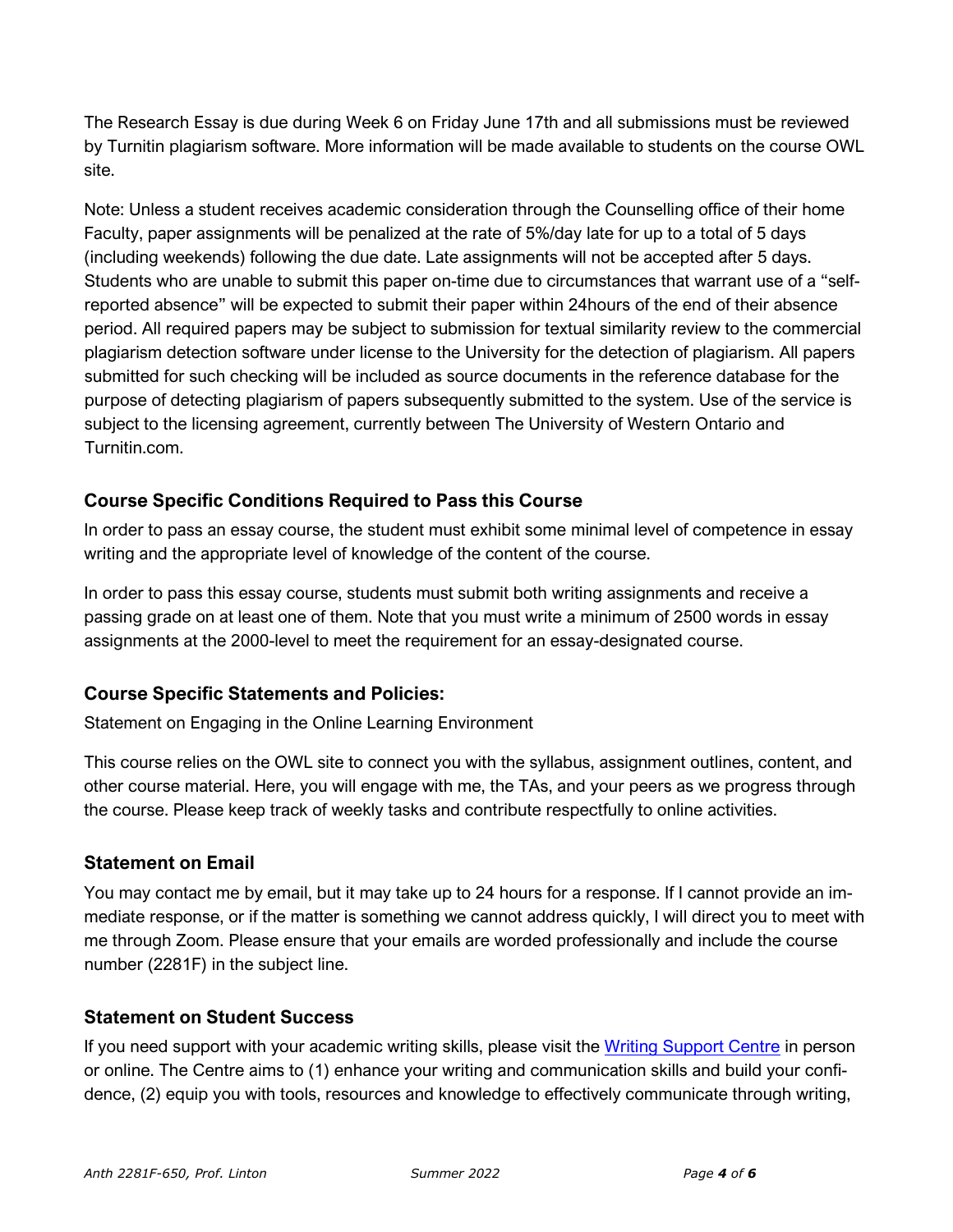The Research Essay is due during Week 6 on Friday June 17th and all submissions must be reviewed by Turnitin plagiarism software. More information will be made available to students on the course OWL site.

Note: Unless a student receives academic consideration through the Counselling office of their home Faculty, paper assignments will be penalized at the rate of 5%/day late for up to a total of 5 days (including weekends) following the due date. Late assignments will not be accepted after 5 days. Students who are unable to submit this paper on-time due to circumstances that warrant use of a "self-reported absence" will be expected to submit their paper within 24hours of the end of their absence period. All required papers may be subject to submission for textual similarity review to the commercial plagiarism detection software under license to the University for the detection of plagiarism. All papers submitted for such checking will be included as source documents in the reference database for the purpose of detecting plagiarism of papers subsequently submitted to the system. Use of the service is subject to the licensing agreement, currently between The University of Western Ontario and Turnitin.com.

### Course Specific Conditions Required to Pass this Course

In order to pass an essay course, the student must exhibit some minimal level of competence in essay writing and the appropriate level of knowledge of the content of the course.

In order to pass this essay course, students must submit both writing assignments and receive a passing grade on at least one of them. Note that you must write a minimum of 2500 words in essay assignments at the 2000-level to meet the requirement for an essay-designated course.

### Course Specific Statements and Policies:

Statement on Engaging in the Online Learning Environment

This course relies on the OWL site to connect you with the syllabus, assignment outlines, content, and other course material. Here, you will engage with me, the TAs, and your peers as we progress through the course. Please keep track of weekly tasks and contribute respectfully to online activities.

### Statement on Email

You may contact me by email, but it may take up to 24 hours for a response. If I cannot provide an immediate response, or if the matter is something we cannot address quickly, I will direct you to meet with me through Zoom. Please ensure that your emails are worded professionally and include the course number (2281F) in the subject line.

### Statement on Student Success

If you need support with your academic writing skills, please visit the Writing Support Centre in person or online. The Centre aims to (1) enhance your writing and communication skills and build your confidence, (2) equip you with tools, resources and knowledge to effectively communicate through writing,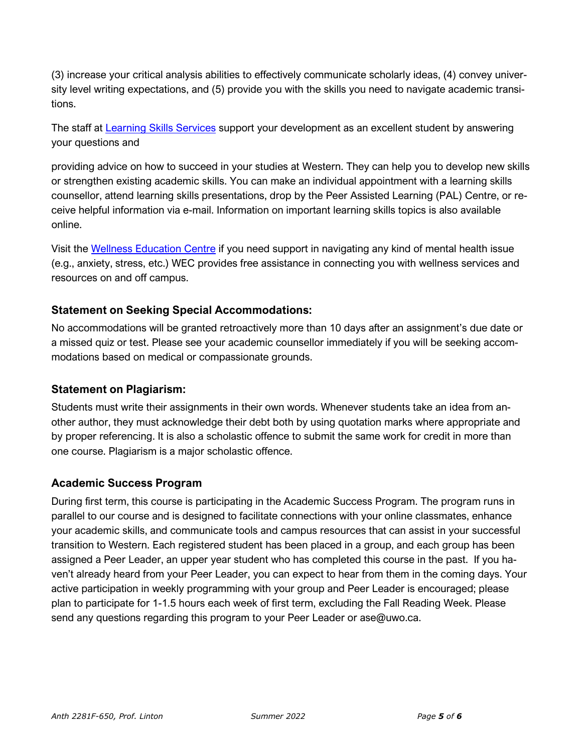(3) increase your critical analysis abilities to effectively communicate scholarly ideas, (4) convey university level writing expectations, and (5) provide you with the skills you need to navigate academic transitions.

The staff at Learning Skills Services support your development as an excellent student by answering your questions and

providing advice on how to succeed in your studies at Western. They can help you to develop new skills or strengthen existing academic skills. You can make an individual appointment with a learning skills counsellor, attend learning skills presentations, drop by the Peer Assisted Learning (PAL) Centre, or receive helpful information via e-mail. Information on important learning skills topics is also available online.

Visit the Wellness Education Centre if you need support in navigating any kind of mental health issue (e.g., anxiety, stress, etc.) WEC provides free assistance in connecting you with wellness services and resources on and off campus.

### Statement on Seeking Special Accommodations:

No accommodations will be granted retroactively more than 10 days after an assignment's due date or a missed quiz or test. Please see your academic counsellor immediately if you will be seeking accommodations based on medical or compassionate grounds.

### Statement on Plagiarism:

Students must write their assignments in their own words. Whenever students take an idea from another author, they must acknowledge their debt both by using quotation marks where appropriate and by proper referencing. It is also a scholastic offence to submit the same work for credit in more than one course. Plagiarism is a major scholastic offence.

### Academic Success Program

During first term, this course is participating in the Academic Success Program. The program runs in parallel to our course and is designed to facilitate connections with your online classmates, enhance your academic skills, and communicate tools and campus resources that can assist in your successful transition to Western. Each registered student has been placed in a group, and each group has been assigned a Peer Leader, an upper year student who has completed this course in the past. If you haven't already heard from your Peer Leader, you can expect to hear from them in the coming days. Your active participation in weekly programming with your group and Peer Leader is encouraged; please plan to participate for 1-1.5 hours each week of first term, excluding the Fall Reading Week. Please send any questions regarding this program to your Peer Leader or ase@uwo.ca.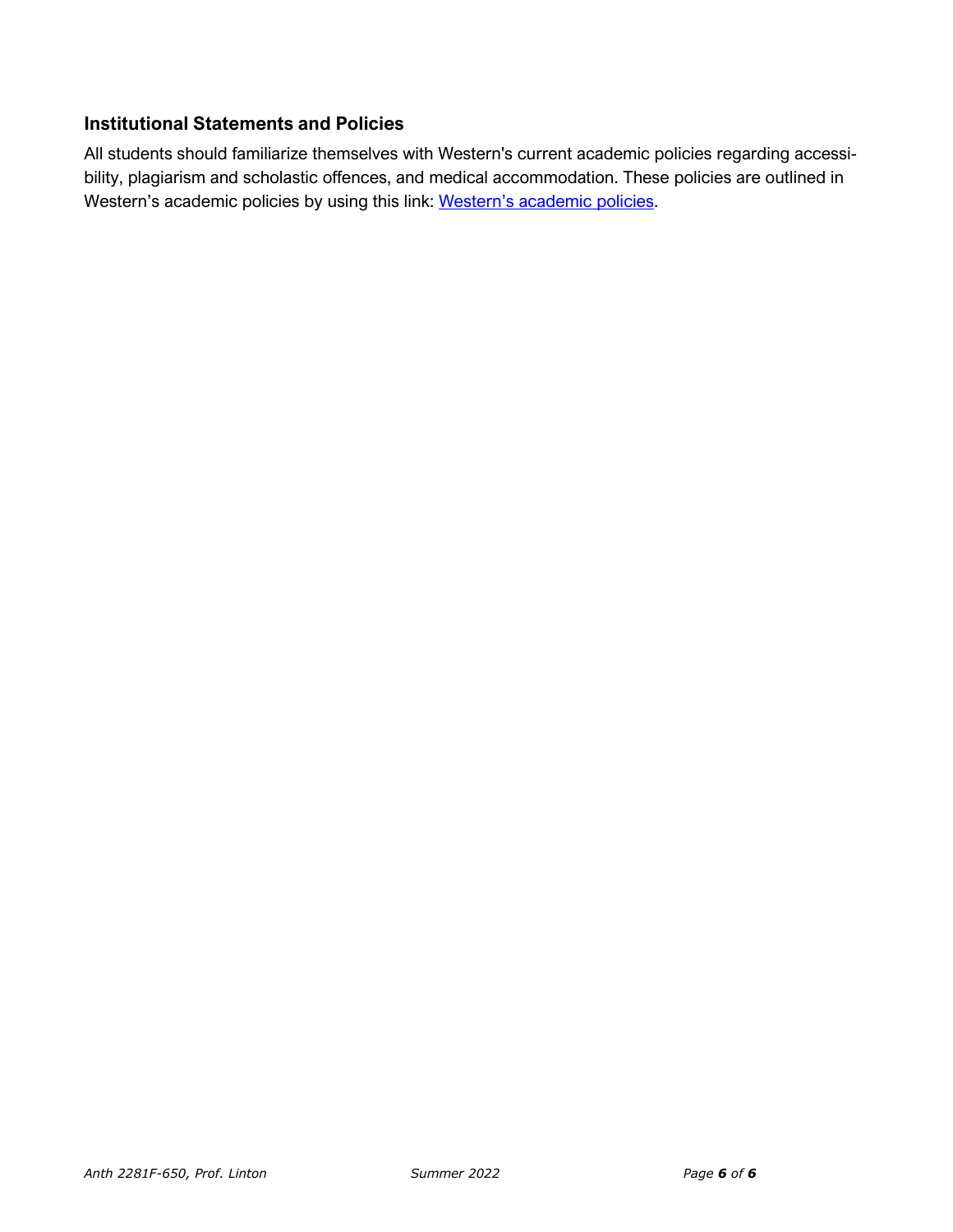## Institutional Statements and Policies

All students should familiarize themselves with Western's current academic policies regarding accessibility, plagiarism and scholastic offences, and medical accommodation. These policies are outlined in Western's academic policies by using this link: Western's academic policies.